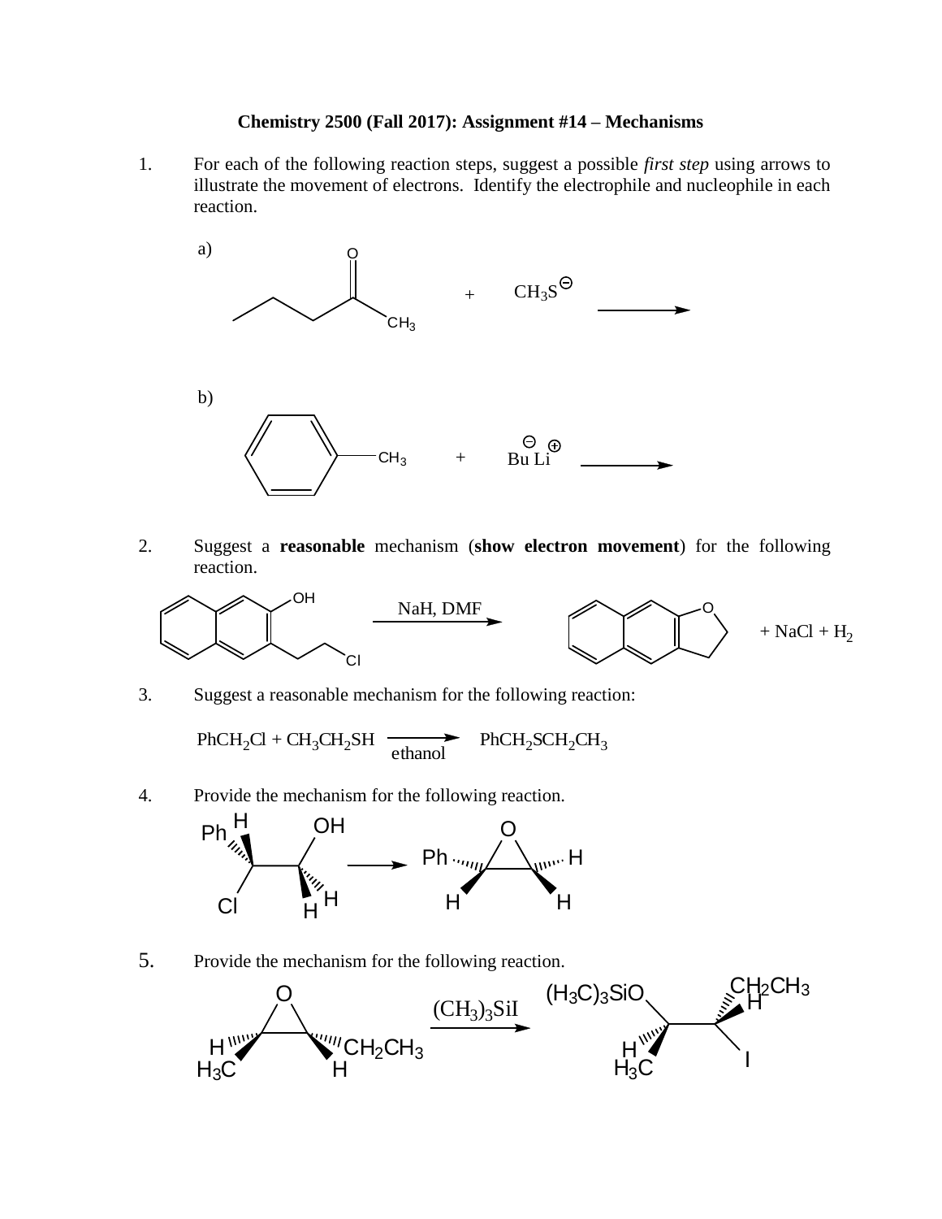**Chemistry 2500 (Fall 2017): Assignment #14 – Mechanisms**

1. For each of the following reaction steps, suggest a possible *first step* using arrows to illustrate the movement of electrons. Identify the electrophile and nucleophile in each reaction.

   a) O CH$_3$ + $CH_3S^{\ominus}$ ⟶

   b) CH$_3$ + $\overset{\ominus}{\text{Bu}}\,\overset{\oplus}{\text{Li}}$ ⟶

2. Suggest a **reasonable** mechanism (**show electron movement**) for the following reaction.

   OH Cl —NaH, DMF→ O + NaCl + $H_2$

3. Suggest a reasonable mechanism for the following reaction:

   $PhCH_2Cl + CH_3CH_2SH \xrightarrow{\text{ethanol}} PhCH_2SCH_2CH_3$

4. Provide the mechanism for the following reaction.

   Ph H OH Cl H H ⟶ O Ph H H H

5. Provide the mechanism for the following reaction.

   O H $H_3C$ $CH_2CH_3$ H —$(CH_3)_3SiI$→ $(H_3C)_3SiO$ $CH_2CH_3$ H H $H_3C$ I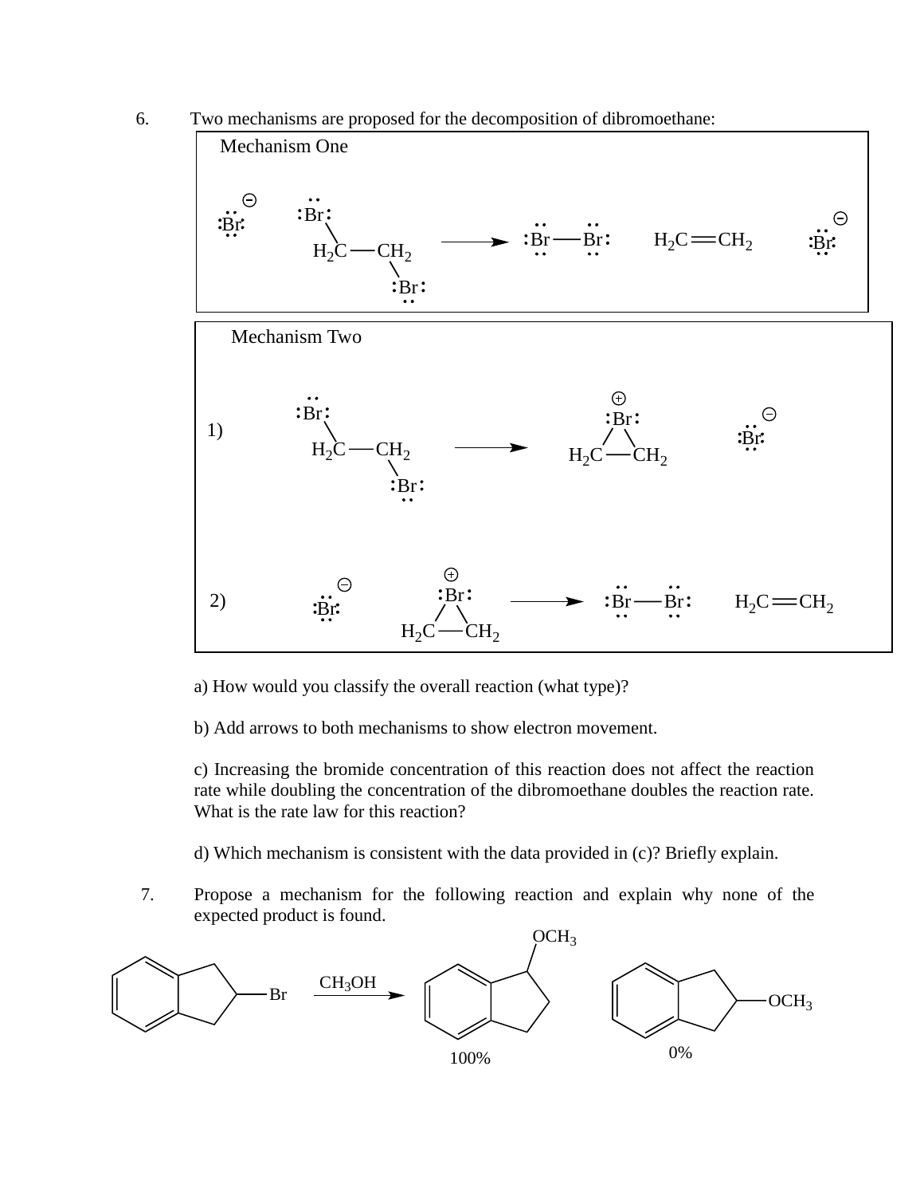6. Two mechanisms are proposed for the decomposition of dibromoethane:

**Mechanism One**

$Br^-$ + $BrH_2C{-}CH_2Br$ → $Br{-}Br$ + $H_2C{=}CH_2$ + $Br^-$

**Mechanism Two**

1) $BrH_2C{-}CH_2Br$ → (bromonium ion: $Br^+$ bridging $H_2C{-}CH_2$) + $Br^-$

2) $Br^-$ + (bromonium ion: $Br^+$ bridging $H_2C{-}CH_2$) → $Br{-}Br$ + $H_2C{=}CH_2$

a) How would you classify the overall reaction (what type)?

b) Add arrows to both mechanisms to show electron movement.

c) Increasing the bromide concentration of this reaction does not affect the reaction rate while doubling the concentration of the dibromoethane doubles the reaction rate. What is the rate law for this reaction?

d) Which mechanism is consistent with the data provided in (c)? Briefly explain.

7. Propose a mechanism for the following reaction and explain why none of the expected product is found.

2-Bromoindane $\xrightarrow{CH_3OH}$ 1-methoxyindane (100%) + 2-methoxyindane (0%)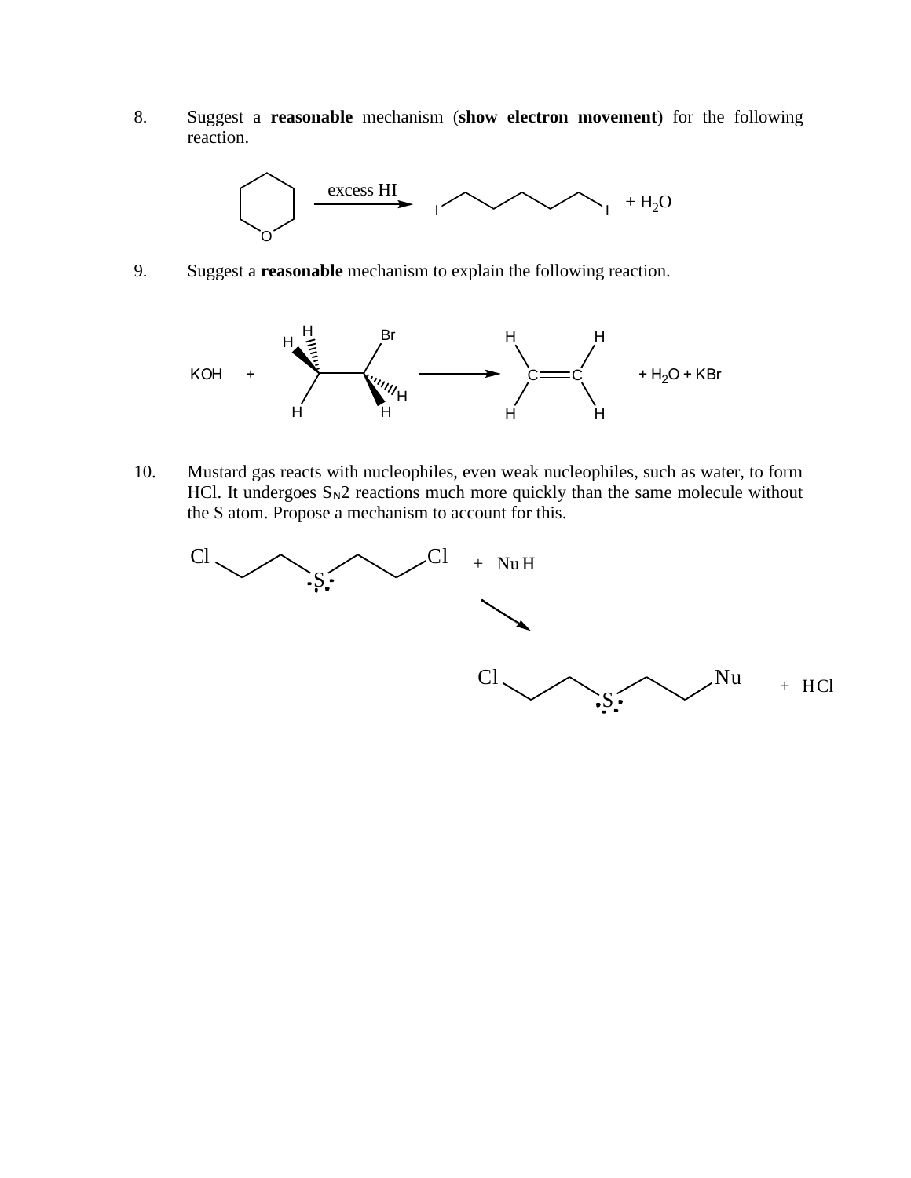8. Suggest a **reasonable** mechanism (**show electron movement**) for the following reaction.

excess HI

+ $H_2O$

9. Suggest a **reasonable** mechanism to explain the following reaction.

KOH +

+ $H_2O$ + KBr

10. Mustard gas reacts with nucleophiles, even weak nucleophiles, such as water, to form HCl. It undergoes $S_N2$ reactions much more quickly than the same molecule without the S atom. Propose a mechanism to account for this.

+ NuH

+ HCl